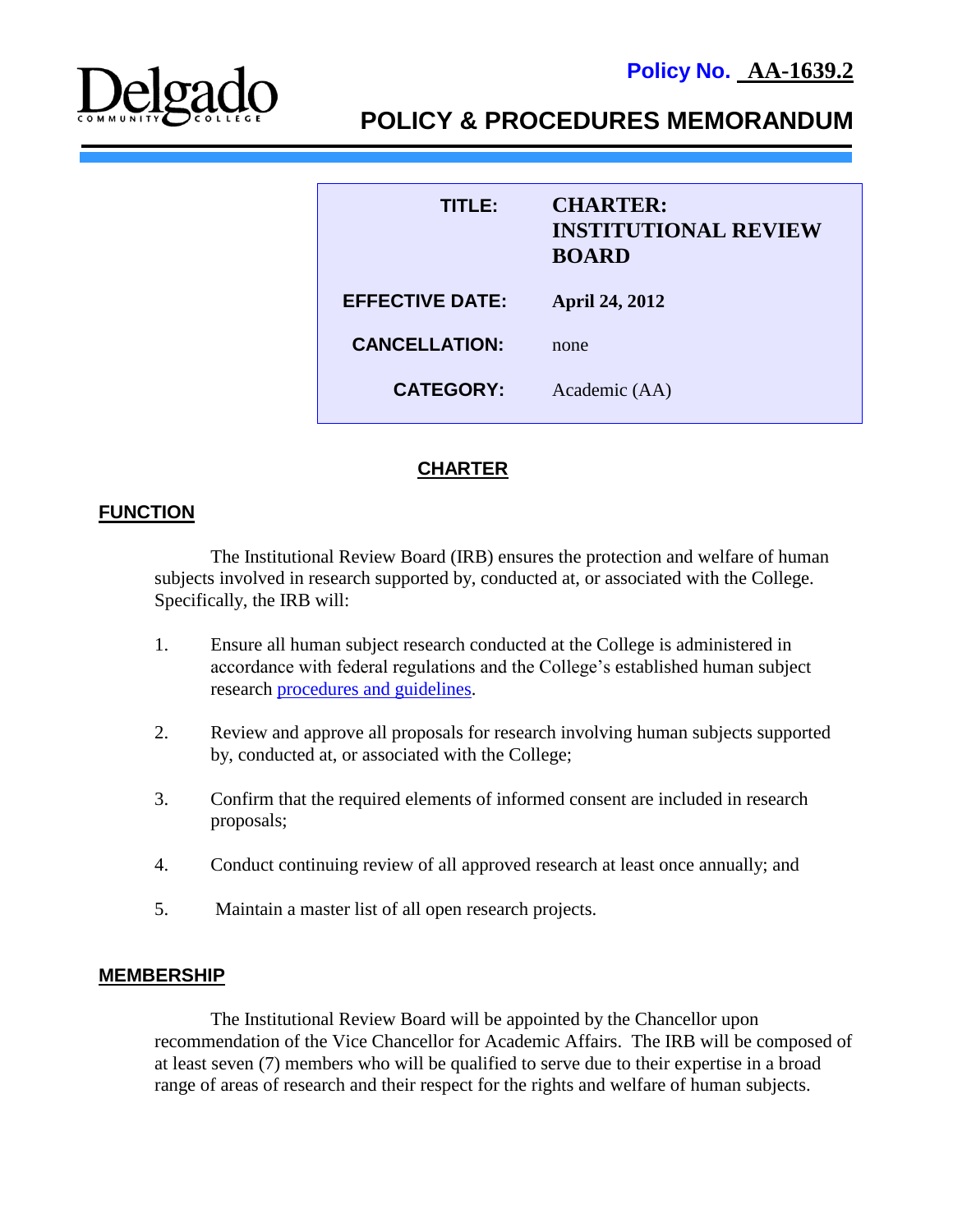**Policy No. AA-1639.2**

# POLICY & PROCEDURES MEMORANDUM

| | |
|---|---|
| **TITLE:** | **CHARTER: INSTITUTIONAL REVIEW BOARD** |
| **EFFECTIVE DATE:** | **April 24, 2012** |
| **CANCELLATION:** | none |
| **CATEGORY:** | Academic (AA) |

## CHARTER

### FUNCTION

The Institutional Review Board (IRB) ensures the protection and welfare of human subjects involved in research supported by, conducted at, or associated with the College. Specifically, the IRB will:

1. Ensure all human subject research conducted at the College is administered in accordance with federal regulations and the College's established human subject research procedures and guidelines.

2. Review and approve all proposals for research involving human subjects supported by, conducted at, or associated with the College;

3. Confirm that the required elements of informed consent are included in research proposals;

4. Conduct continuing review of all approved research at least once annually; and

5. Maintain a master list of all open research projects.

### MEMBERSHIP

The Institutional Review Board will be appointed by the Chancellor upon recommendation of the Vice Chancellor for Academic Affairs. The IRB will be composed of at least seven (7) members who will be qualified to serve due to their expertise in a broad range of areas of research and their respect for the rights and welfare of human subjects.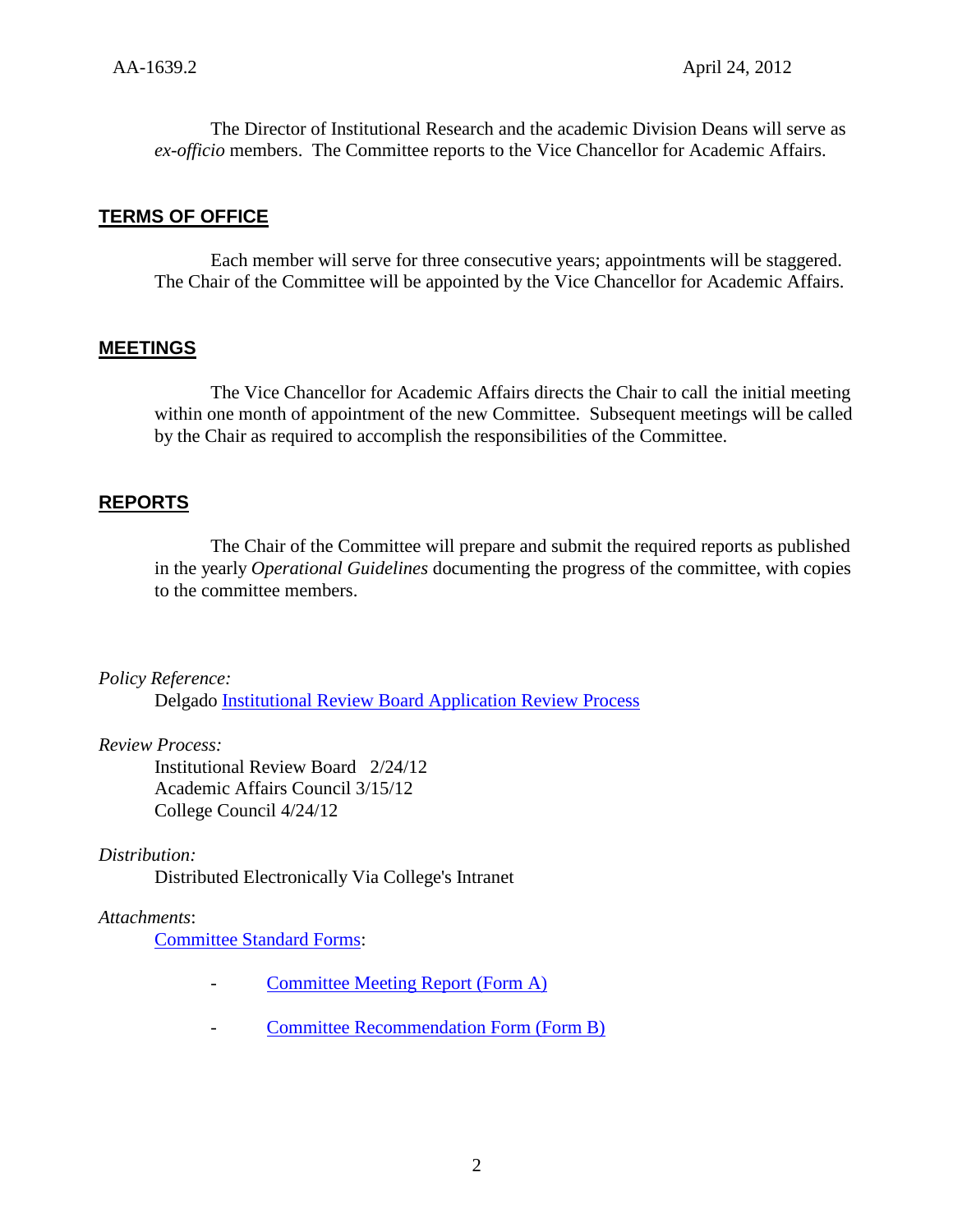The Director of Institutional Research and the academic Division Deans will serve as *ex-officio* members. The Committee reports to the Vice Chancellor for Academic Affairs.

## TERMS OF OFFICE

Each member will serve for three consecutive years; appointments will be staggered. The Chair of the Committee will be appointed by the Vice Chancellor for Academic Affairs.

## MEETINGS

The Vice Chancellor for Academic Affairs directs the Chair to call the initial meeting within one month of appointment of the new Committee. Subsequent meetings will be called by the Chair as required to accomplish the responsibilities of the Committee.

## REPORTS

The Chair of the Committee will prepare and submit the required reports as published in the yearly *Operational Guidelines* documenting the progress of the committee, with copies to the committee members.

*Policy Reference:*

Delgado Institutional Review Board Application Review Process

*Review Process:*

Institutional Review Board 2/24/12
Academic Affairs Council 3/15/12
College Council 4/24/12

*Distribution:*

Distributed Electronically Via College's Intranet

*Attachments*:

Committee Standard Forms:

- Committee Meeting Report (Form A)
- Committee Recommendation Form (Form B)